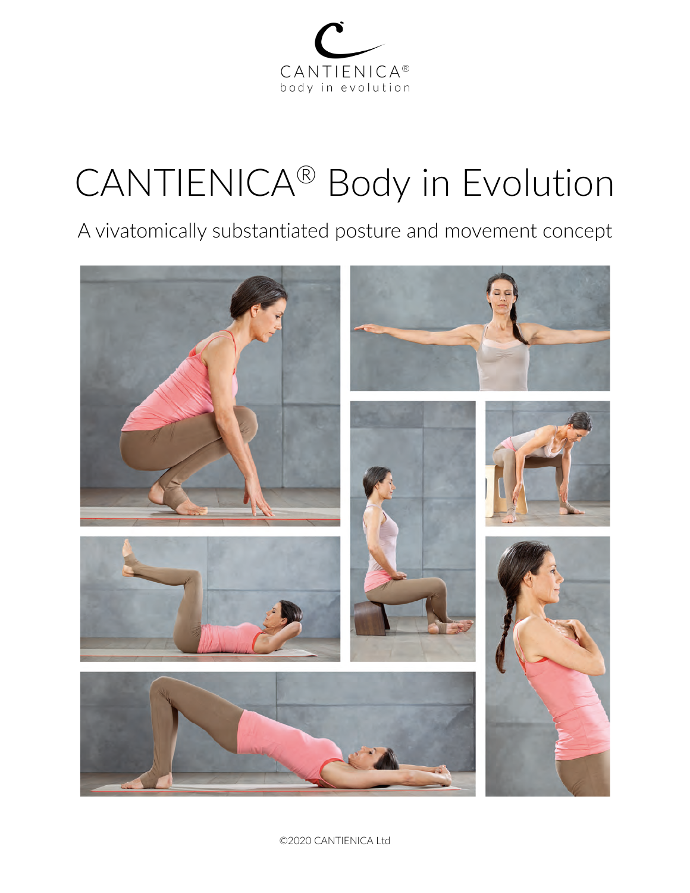CANTIENICA®
body in evolution

# CANTIENICA® Body in Evolution

A vivatomically substantiated posture and movement concept

©2020 CANTIENICA Ltd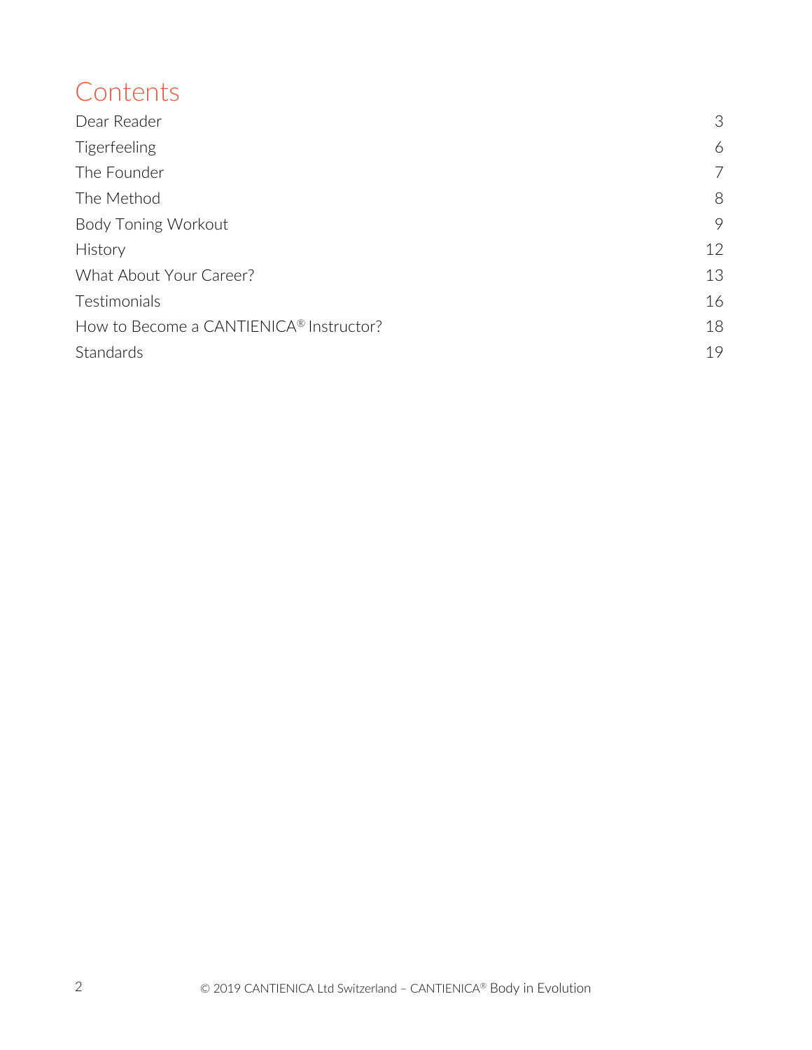# Contents

| | |
|---|---|
| Dear Reader | 3 |
| Tigerfeeling | 6 |
| The Founder | 7 |
| The Method | 8 |
| Body Toning Workout | 9 |
| History | 12 |
| What About Your Career? | 13 |
| Testimonials | 16 |
| How to Become a CANTIENICA® Instructor? | 18 |
| Standards | 19 |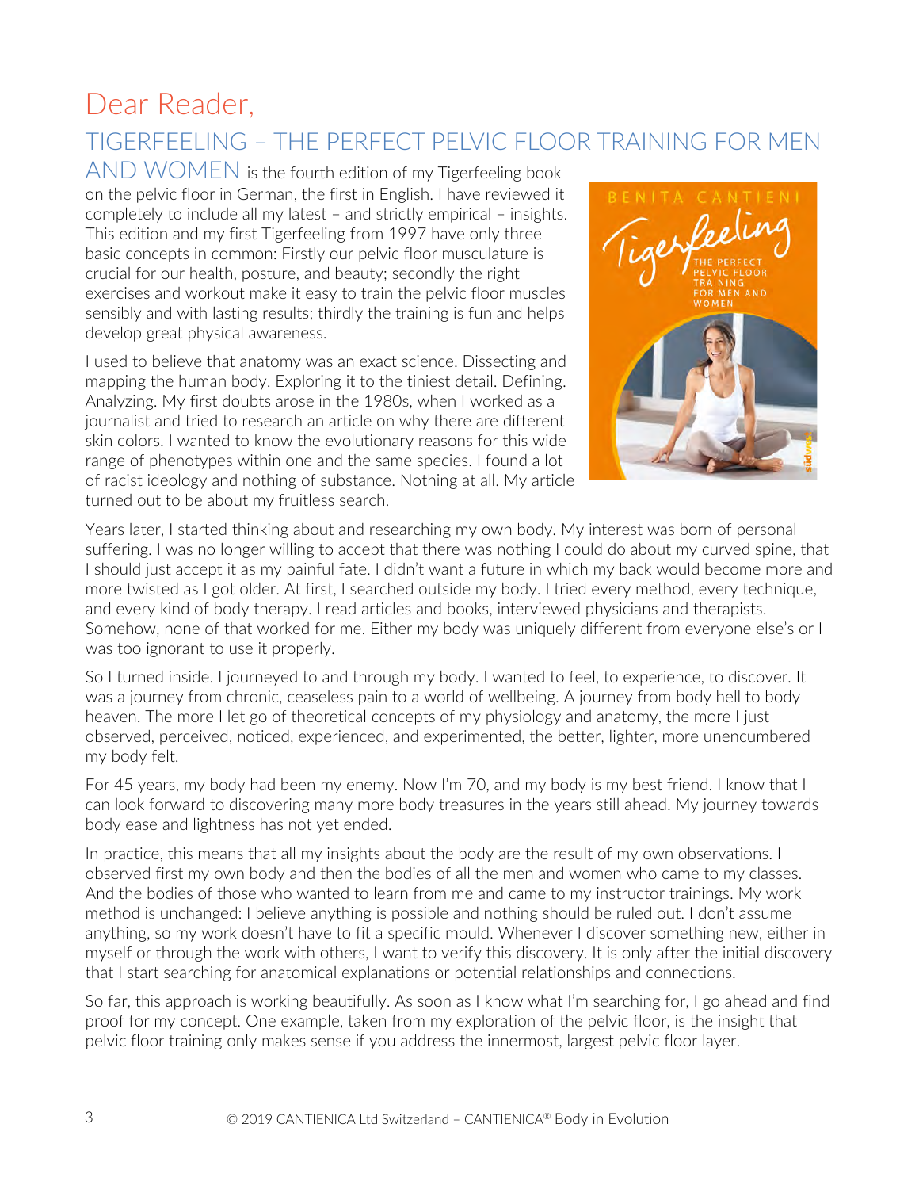# Dear Reader,

TIGERFEELING – THE PERFECT PELVIC FLOOR TRAINING FOR MEN AND WOMEN is the fourth edition of my Tigerfeeling book on the pelvic floor in German, the first in English. I have reviewed it completely to include all my latest – and strictly empirical – insights. This edition and my first Tigerfeeling from 1997 have only three basic concepts in common: Firstly our pelvic floor musculature is crucial for our health, posture, and beauty; secondly the right exercises and workout make it easy to train the pelvic floor muscles sensibly and with lasting results; thirdly the training is fun and helps develop great physical awareness.

I used to believe that anatomy was an exact science. Dissecting and mapping the human body. Exploring it to the tiniest detail. Defining. Analyzing. My first doubts arose in the 1980s, when I worked as a journalist and tried to research an article on why there are different skin colors. I wanted to know the evolutionary reasons for this wide range of phenotypes within one and the same species. I found a lot of racist ideology and nothing of substance. Nothing at all. My article turned out to be about my fruitless search.

Years later, I started thinking about and researching my own body. My interest was born of personal suffering. I was no longer willing to accept that there was nothing I could do about my curved spine, that I should just accept it as my painful fate. I didn't want a future in which my back would become more and more twisted as I got older. At first, I searched outside my body. I tried every method, every technique, and every kind of body therapy. I read articles and books, interviewed physicians and therapists. Somehow, none of that worked for me. Either my body was uniquely different from everyone else's or I was too ignorant to use it properly.

So I turned inside. I journeyed to and through my body. I wanted to feel, to experience, to discover. It was a journey from chronic, ceaseless pain to a world of wellbeing. A journey from body hell to body heaven. The more I let go of theoretical concepts of my physiology and anatomy, the more I just observed, perceived, noticed, experienced, and experimented, the better, lighter, more unencumbered my body felt.

For 45 years, my body had been my enemy. Now I'm 70, and my body is my best friend. I know that I can look forward to discovering many more body treasures in the years still ahead. My journey towards body ease and lightness has not yet ended.

In practice, this means that all my insights about the body are the result of my own observations. I observed first my own body and then the bodies of all the men and women who came to my classes. And the bodies of those who wanted to learn from me and came to my instructor trainings. My work method is unchanged: I believe anything is possible and nothing should be ruled out. I don't assume anything, so my work doesn't have to fit a specific mould. Whenever I discover something new, either in myself or through the work with others, I want to verify this discovery. It is only after the initial discovery that I start searching for anatomical explanations or potential relationships and connections.

So far, this approach is working beautifully. As soon as I know what I'm searching for, I go ahead and find proof for my concept. One example, taken from my exploration of the pelvic floor, is the insight that pelvic floor training only makes sense if you address the innermost, largest pelvic floor layer.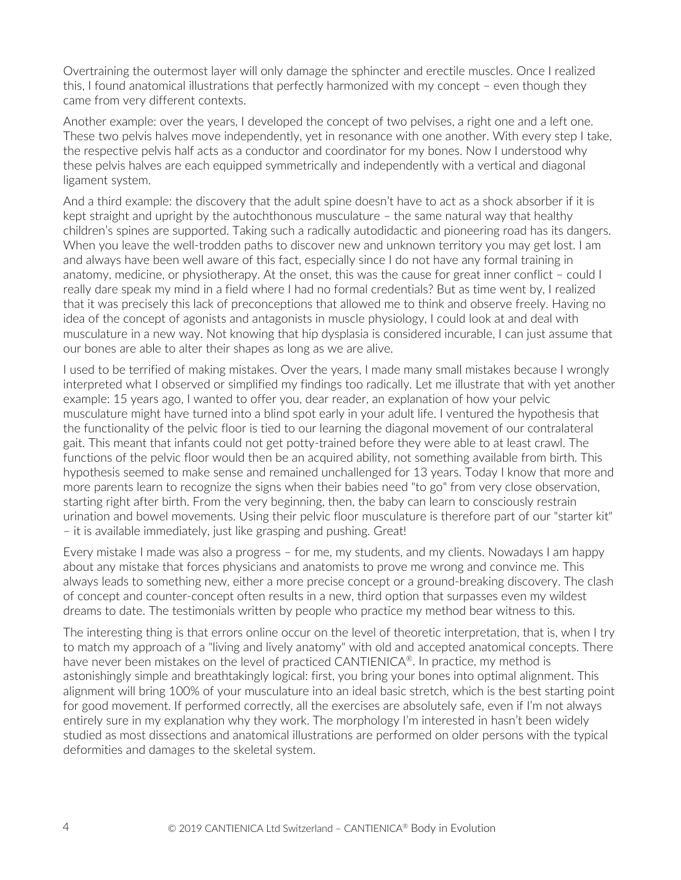Overtraining the outermost layer will only damage the sphincter and erectile muscles. Once I realized this, I found anatomical illustrations that perfectly harmonized with my concept – even though they came from very different contexts.

Another example: over the years, I developed the concept of two pelvises, a right one and a left one. These two pelvis halves move independently, yet in resonance with one another. With every step I take, the respective pelvis half acts as a conductor and coordinator for my bones. Now I understood why these pelvis halves are each equipped symmetrically and independently with a vertical and diagonal ligament system.

And a third example: the discovery that the adult spine doesn't have to act as a shock absorber if it is kept straight and upright by the autochthonous musculature – the same natural way that healthy children's spines are supported. Taking such a radically autodidactic and pioneering road has its dangers. When you leave the well-trodden paths to discover new and unknown territory you may get lost. I am and always have been well aware of this fact, especially since I do not have any formal training in anatomy, medicine, or physiotherapy. At the onset, this was the cause for great inner conflict – could I really dare speak my mind in a field where I had no formal credentials? But as time went by, I realized that it was precisely this lack of preconceptions that allowed me to think and observe freely. Having no idea of the concept of agonists and antagonists in muscle physiology, I could look at and deal with musculature in a new way. Not knowing that hip dysplasia is considered incurable, I can just assume that our bones are able to alter their shapes as long as we are alive.

I used to be terrified of making mistakes. Over the years, I made many small mistakes because I wrongly interpreted what I observed or simplified my findings too radically. Let me illustrate that with yet another example: 15 years ago, I wanted to offer you, dear reader, an explanation of how your pelvic musculature might have turned into a blind spot early in your adult life. I ventured the hypothesis that the functionality of the pelvic floor is tied to our learning the diagonal movement of our contralateral gait. This meant that infants could not get potty-trained before they were able to at least crawl. The functions of the pelvic floor would then be an acquired ability, not something available from birth. This hypothesis seemed to make sense and remained unchallenged for 13 years. Today I know that more and more parents learn to recognize the signs when their babies need "to go" from very close observation, starting right after birth. From the very beginning, then, the baby can learn to consciously restrain urination and bowel movements. Using their pelvic floor musculature is therefore part of our "starter kit" – it is available immediately, just like grasping and pushing. Great!

Every mistake I made was also a progress – for me, my students, and my clients. Nowadays I am happy about any mistake that forces physicians and anatomists to prove me wrong and convince me. This always leads to something new, either a more precise concept or a ground-breaking discovery. The clash of concept and counter-concept often results in a new, third option that surpasses even my wildest dreams to date. The testimonials written by people who practice my method bear witness to this.

The interesting thing is that errors online occur on the level of theoretic interpretation, that is, when I try to match my approach of a "living and lively anatomy" with old and accepted anatomical concepts. There have never been mistakes on the level of practiced CANTIENICA®. In practice, my method is astonishingly simple and breathtakingly logical: first, you bring your bones into optimal alignment. This alignment will bring 100% of your musculature into an ideal basic stretch, which is the best starting point for good movement. If performed correctly, all the exercises are absolutely safe, even if I'm not always entirely sure in my explanation why they work. The morphology I'm interested in hasn't been widely studied as most dissections and anatomical illustrations are performed on older persons with the typical deformities and damages to the skeletal system.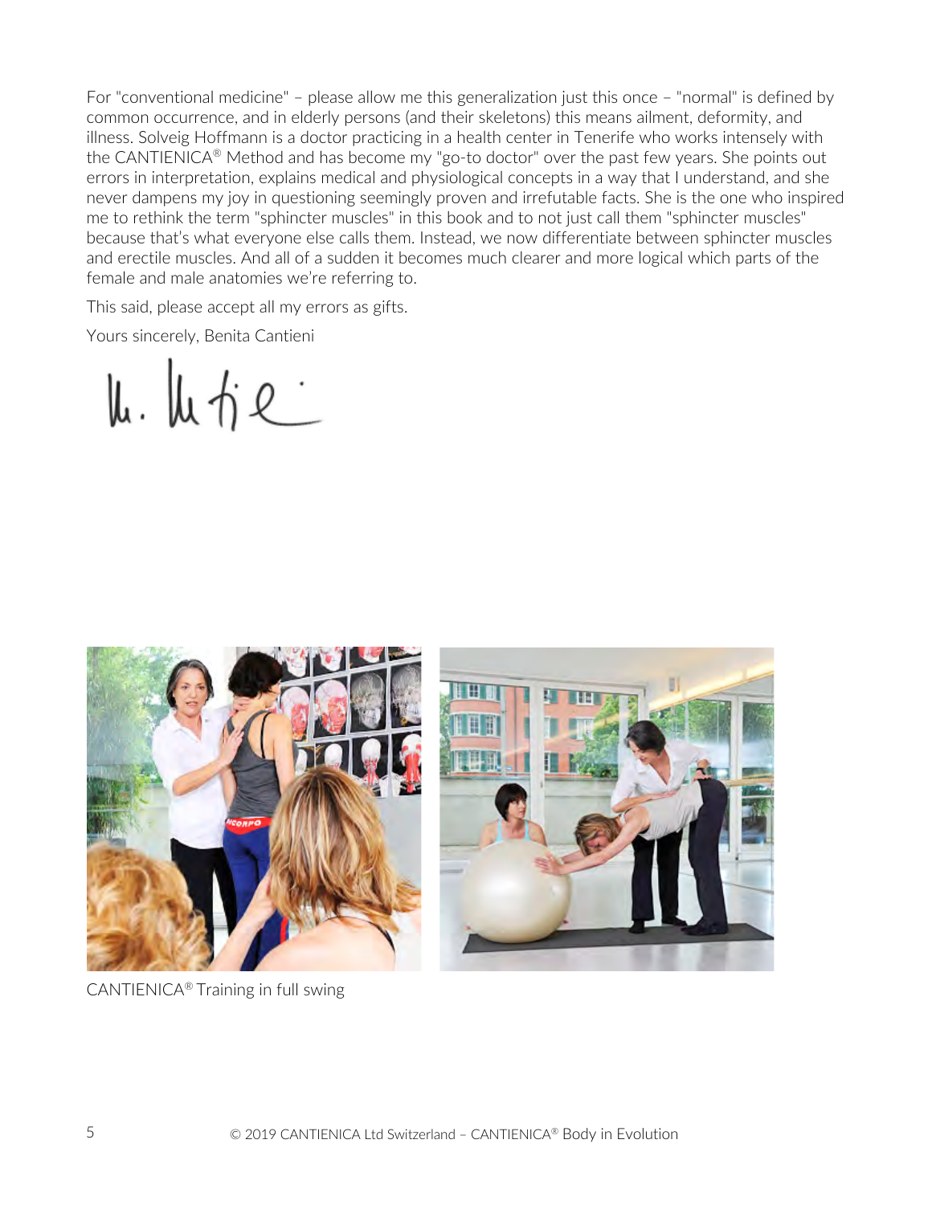For "conventional medicine" – please allow me this generalization just this once – "normal" is defined by common occurrence, and in elderly persons (and their skeletons) this means ailment, deformity, and illness. Solveig Hoffmann is a doctor practicing in a health center in Tenerife who works intensely with the CANTIENICA® Method and has become my "go-to doctor" over the past few years. She points out errors in interpretation, explains medical and physiological concepts in a way that I understand, and she never dampens my joy in questioning seemingly proven and irrefutable facts. She is the one who inspired me to rethink the term "sphincter muscles" in this book and to not just call them "sphincter muscles" because that's what everyone else calls them. Instead, we now differentiate between sphincter muscles and erectile muscles. And all of a sudden it becomes much clearer and more logical which parts of the female and male anatomies we're referring to.

This said, please accept all my errors as gifts.

Yours sincerely, Benita Cantieni

CANTIENICA® Training in full swing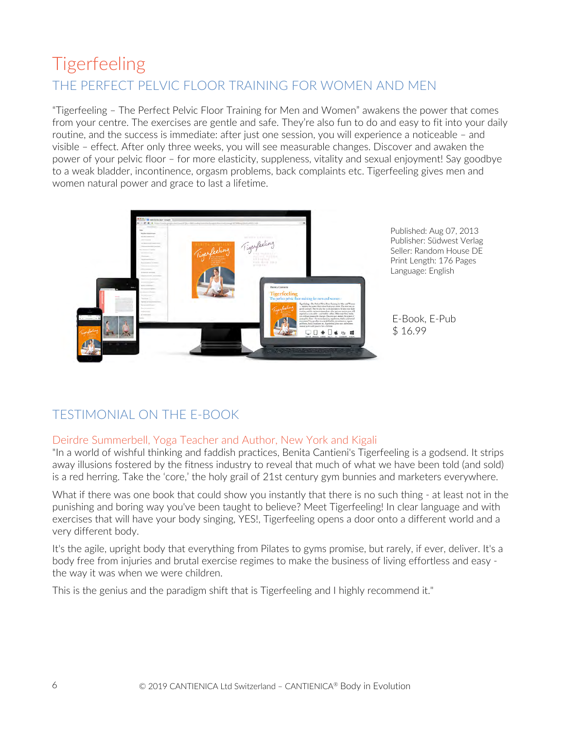# Tigerfeeling

## THE PERFECT PELVIC FLOOR TRAINING FOR WOMEN AND MEN

"Tigerfeeling – The Perfect Pelvic Floor Training for Men and Women" awakens the power that comes from your centre. The exercises are gentle and safe. They're also fun to do and easy to fit into your daily routine, and the success is immediate: after just one session, you will experience a noticeable – and visible – effect. After only three weeks, you will see measurable changes. Discover and awaken the power of your pelvic floor – for more elasticity, suppleness, vitality and sexual enjoyment! Say goodbye to a weak bladder, incontinence, orgasm problems, back complaints etc. Tigerfeeling gives men and women natural power and grace to last a lifetime.

Published: Aug 07, 2013
Publisher: Südwest Verlag
Seller: Random House DE
Print Length: 176 Pages
Language: English

E-Book, E-Pub
$ 16.99

## TESTIMONIAL ON THE E-BOOK

### Deirdre Summerbell, Yoga Teacher and Author, New York and Kigali

"In a world of wishful thinking and faddish practices, Benita Cantieni's Tigerfeeling is a godsend. It strips away illusions fostered by the fitness industry to reveal that much of what we have been told (and sold) is a red herring. Take the 'core,' the holy grail of 21st century gym bunnies and marketers everywhere.

What if there was one book that could show you instantly that there is no such thing - at least not in the punishing and boring way you've been taught to believe? Meet Tigerfeeling! In clear language and with exercises that will have your body singing, YES!, Tigerfeeling opens a door onto a different world and a very different body.

It's the agile, upright body that everything from Pilates to gyms promise, but rarely, if ever, deliver. It's a body free from injuries and brutal exercise regimes to make the business of living effortless and easy - the way it was when we were children.

This is the genius and the paradigm shift that is Tigerfeeling and I highly recommend it."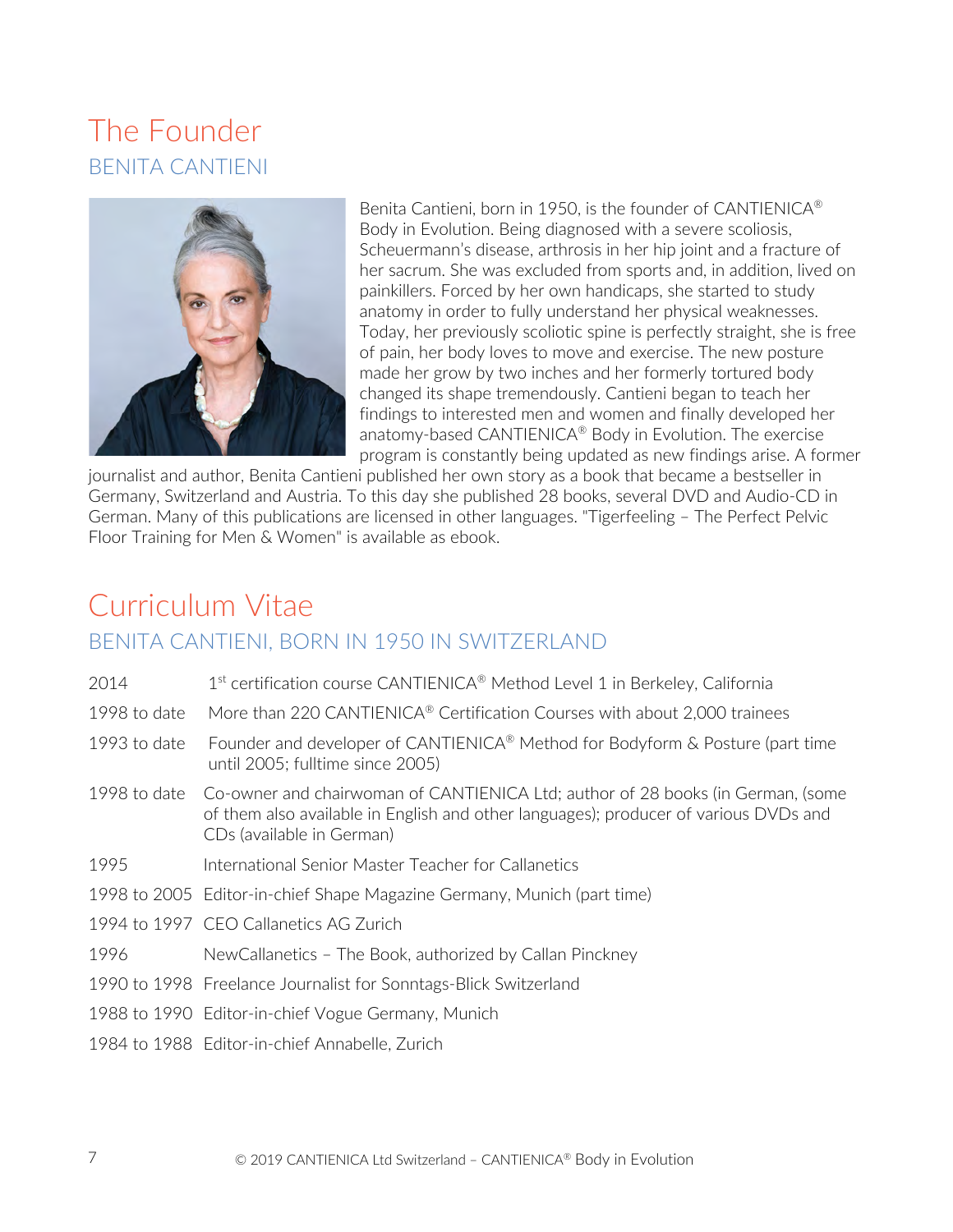# The Founder

## BENITA CANTIENI

Benita Cantieni, born in 1950, is the founder of CANTIENICA® Body in Evolution. Being diagnosed with a severe scoliosis, Scheuermann's disease, arthrosis in her hip joint and a fracture of her sacrum. She was excluded from sports and, in addition, lived on painkillers. Forced by her own handicaps, she started to study anatomy in order to fully understand her physical weaknesses. Today, her previously scoliotic spine is perfectly straight, she is free of pain, her body loves to move and exercise. The new posture made her grow by two inches and her formerly tortured body changed its shape tremendously. Cantieni began to teach her findings to interested men and women and finally developed her anatomy-based CANTIENICA® Body in Evolution. The exercise program is constantly being updated as new findings arise. A former journalist and author, Benita Cantieni published her own story as a book that became a bestseller in Germany, Switzerland and Austria. To this day she published 28 books, several DVD and Audio-CD in German. Many of this publications are licensed in other languages. "Tigerfeeling – The Perfect Pelvic Floor Training for Men & Women" is available as ebook.

# Curriculum Vitae

## BENITA CANTIENI, BORN IN 1950 IN SWITZERLAND

| | |
|---|---|
| 2014 | 1st certification course CANTIENICA® Method Level 1 in Berkeley, California |
| 1998 to date | More than 220 CANTIENICA® Certification Courses with about 2,000 trainees |
| 1993 to date | Founder and developer of CANTIENICA® Method for Bodyform & Posture (part time until 2005; fulltime since 2005) |
| 1998 to date | Co-owner and chairwoman of CANTIENICA Ltd; author of 28 books (in German, (some of them also available in English and other languages); producer of various DVDs and CDs (available in German) |
| 1995 | International Senior Master Teacher for Callanetics |
| 1998 to 2005 | Editor-in-chief Shape Magazine Germany, Munich (part time) |
| 1994 to 1997 | CEO Callanetics AG Zurich |
| 1996 | NewCallanetics – The Book, authorized by Callan Pinckney |
| 1990 to 1998 | Freelance Journalist for Sonntags-Blick Switzerland |
| 1988 to 1990 | Editor-in-chief Vogue Germany, Munich |
| 1984 to 1988 | Editor-in-chief Annabelle, Zurich |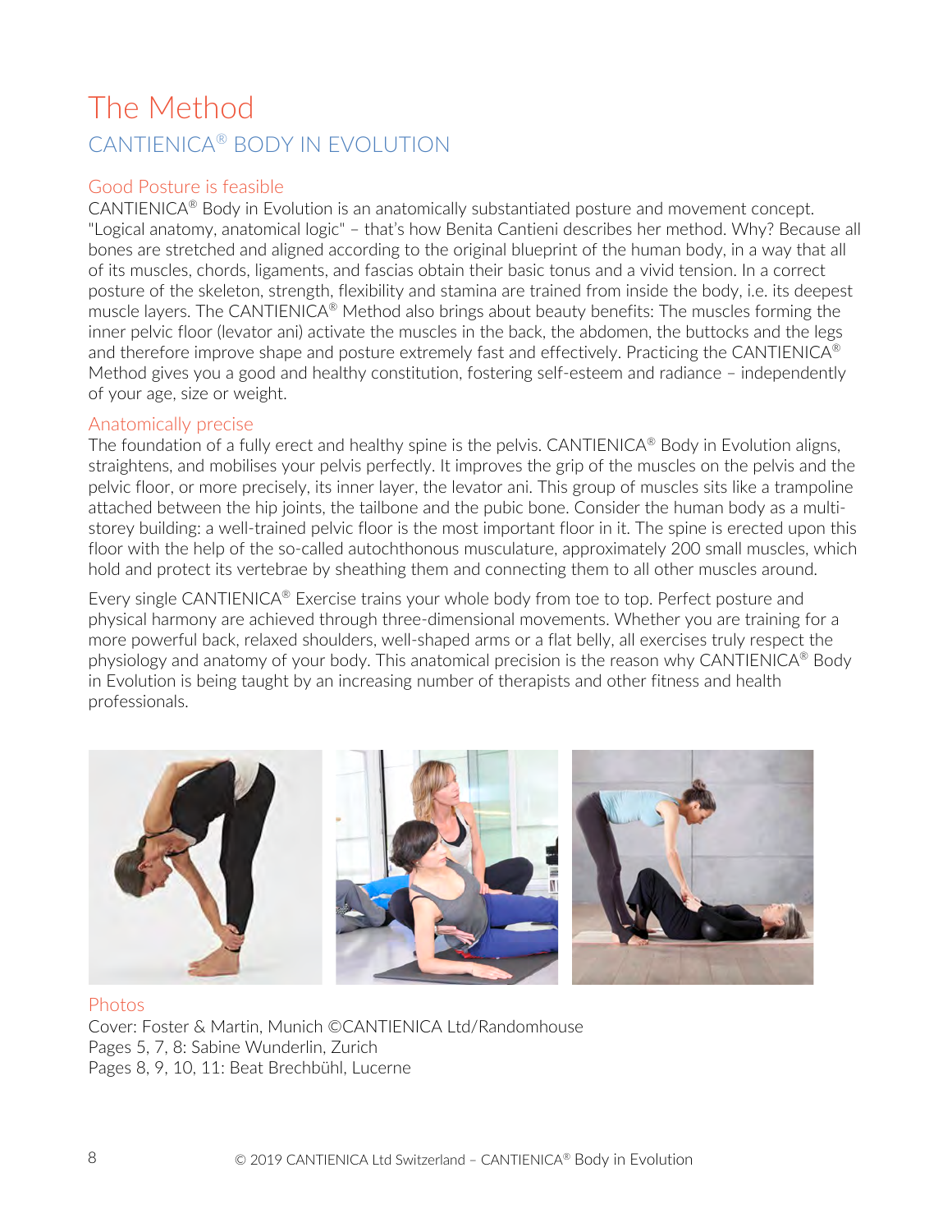# The Method

## CANTIENICA® BODY IN EVOLUTION

### Good Posture is feasible

CANTIENICA® Body in Evolution is an anatomically substantiated posture and movement concept. "Logical anatomy, anatomical logic" – that's how Benita Cantieni describes her method. Why? Because all bones are stretched and aligned according to the original blueprint of the human body, in a way that all of its muscles, chords, ligaments, and fascias obtain their basic tonus and a vivid tension. In a correct posture of the skeleton, strength, flexibility and stamina are trained from inside the body, i.e. its deepest muscle layers. The CANTIENICA® Method also brings about beauty benefits: The muscles forming the inner pelvic floor (levator ani) activate the muscles in the back, the abdomen, the buttocks and the legs and therefore improve shape and posture extremely fast and effectively. Practicing the CANTIENICA® Method gives you a good and healthy constitution, fostering self-esteem and radiance – independently of your age, size or weight.

### Anatomically precise

The foundation of a fully erect and healthy spine is the pelvis. CANTIENICA® Body in Evolution aligns, straightens, and mobilises your pelvis perfectly. It improves the grip of the muscles on the pelvis and the pelvic floor, or more precisely, its inner layer, the levator ani. This group of muscles sits like a trampoline attached between the hip joints, the tailbone and the pubic bone. Consider the human body as a multi-storey building: a well-trained pelvic floor is the most important floor in it. The spine is erected upon this floor with the help of the so-called autochthonous musculature, approximately 200 small muscles, which hold and protect its vertebrae by sheathing them and connecting them to all other muscles around.

Every single CANTIENICA® Exercise trains your whole body from toe to top. Perfect posture and physical harmony are achieved through three-dimensional movements. Whether you are training for a more powerful back, relaxed shoulders, well-shaped arms or a flat belly, all exercises truly respect the physiology and anatomy of your body. This anatomical precision is the reason why CANTIENICA® Body in Evolution is being taught by an increasing number of therapists and other fitness and health professionals.

### Photos

Cover: Foster & Martin, Munich ©CANTIENICA Ltd/Randomhouse
Pages 5, 7, 8: Sabine Wunderlin, Zurich
Pages 8, 9, 10, 11: Beat Brechbühl, Lucerne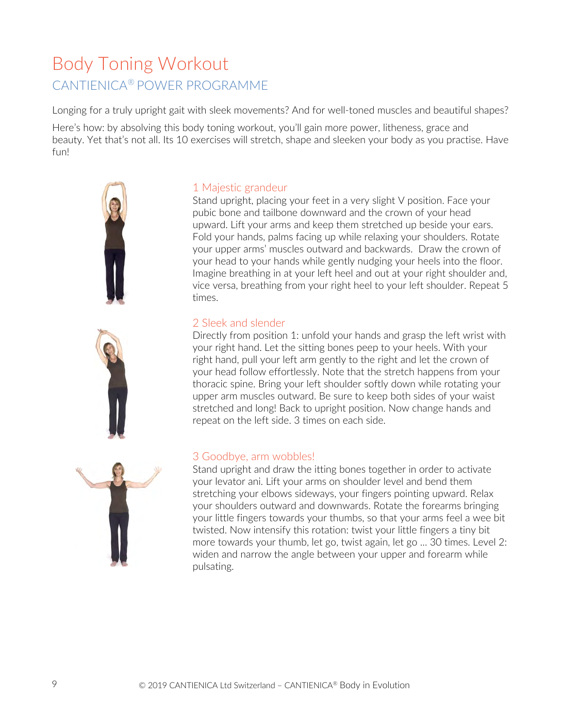# Body Toning Workout

## CANTIENICA® POWER PROGRAMME

Longing for a truly upright gait with sleek movements? And for well-toned muscles and beautiful shapes?

Here's how: by absolving this body toning workout, you'll gain more power, litheness, grace and beauty. Yet that's not all. Its 10 exercises will stretch, shape and sleeken your body as you practise. Have fun!

### 1 Majestic grandeur

Stand upright, placing your feet in a very slight V position. Face your pubic bone and tailbone downward and the crown of your head upward. Lift your arms and keep them stretched up beside your ears. Fold your hands, palms facing up while relaxing your shoulders. Rotate your upper arms' muscles outward and backwards. Draw the crown of your head to your hands while gently nudging your heels into the floor. Imagine breathing in at your left heel and out at your right shoulder and, vice versa, breathing from your right heel to your left shoulder. Repeat 5 times.

### 2 Sleek and slender

Directly from position 1: unfold your hands and grasp the left wrist with your right hand. Let the sitting bones peep to your heels. With your right hand, pull your left arm gently to the right and let the crown of your head follow effortlessly. Note that the stretch happens from your thoracic spine. Bring your left shoulder softly down while rotating your upper arm muscles outward. Be sure to keep both sides of your waist stretched and long! Back to upright position. Now change hands and repeat on the left side. 3 times on each side.

### 3 Goodbye, arm wobbles!

Stand upright and draw the itting bones together in order to activate your levator ani. Lift your arms on shoulder level and bend them stretching your elbows sideways, your fingers pointing upward. Relax your shoulders outward and downwards. Rotate the forearms bringing your little fingers towards your thumbs, so that your arms feel a wee bit twisted. Now intensify this rotation: twist your little fingers a tiny bit more towards your thumb, let go, twist again, let go ... 30 times. Level 2: widen and narrow the angle between your upper and forearm while pulsating.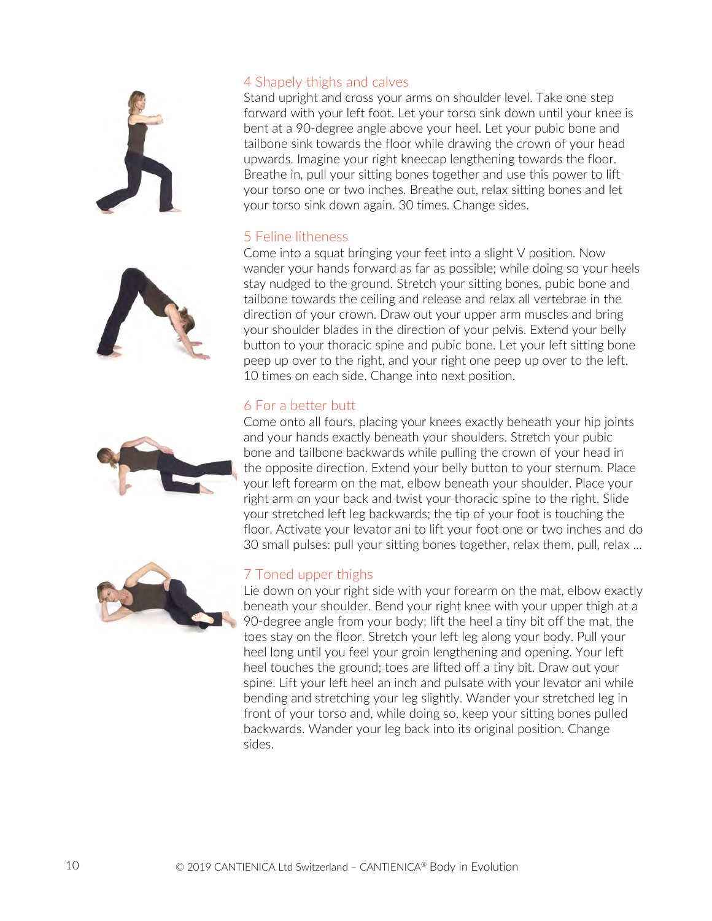## 4 Shapely thighs and calves

Stand upright and cross your arms on shoulder level. Take one step forward with your left foot. Let your torso sink down until your knee is bent at a 90-degree angle above your heel. Let your pubic bone and tailbone sink towards the floor while drawing the crown of your head upwards. Imagine your right kneecap lengthening towards the floor. Breathe in, pull your sitting bones together and use this power to lift your torso one or two inches. Breathe out, relax sitting bones and let your torso sink down again. 30 times. Change sides.

## 5 Feline litheness

Come into a squat bringing your feet into a slight V position. Now wander your hands forward as far as possible; while doing so your heels stay nudged to the ground. Stretch your sitting bones, pubic bone and tailbone towards the ceiling and release and relax all vertebrae in the direction of your crown. Draw out your upper arm muscles and bring your shoulder blades in the direction of your pelvis. Extend your belly button to your thoracic spine and pubic bone. Let your left sitting bone peep up over to the right, and your right one peep up over to the left. 10 times on each side. Change into next position.

## 6 For a better butt

Come onto all fours, placing your knees exactly beneath your hip joints and your hands exactly beneath your shoulders. Stretch your pubic bone and tailbone backwards while pulling the crown of your head in the opposite direction. Extend your belly button to your sternum. Place your left forearm on the mat, elbow beneath your shoulder. Place your right arm on your back and twist your thoracic spine to the right. Slide your stretched left leg backwards; the tip of your foot is touching the floor. Activate your levator ani to lift your foot one or two inches and do 30 small pulses: pull your sitting bones together, relax them, pull, relax ...

## 7 Toned upper thighs

Lie down on your right side with your forearm on the mat, elbow exactly beneath your shoulder. Bend your right knee with your upper thigh at a 90-degree angle from your body; lift the heel a tiny bit off the mat, the toes stay on the floor. Stretch your left leg along your body. Pull your heel long until you feel your groin lengthening and opening. Your left heel touches the ground; toes are lifted off a tiny bit. Draw out your spine. Lift your left heel an inch and pulsate with your levator ani while bending and stretching your leg slightly. Wander your stretched leg in front of your torso and, while doing so, keep your sitting bones pulled backwards. Wander your leg back into its original position. Change sides.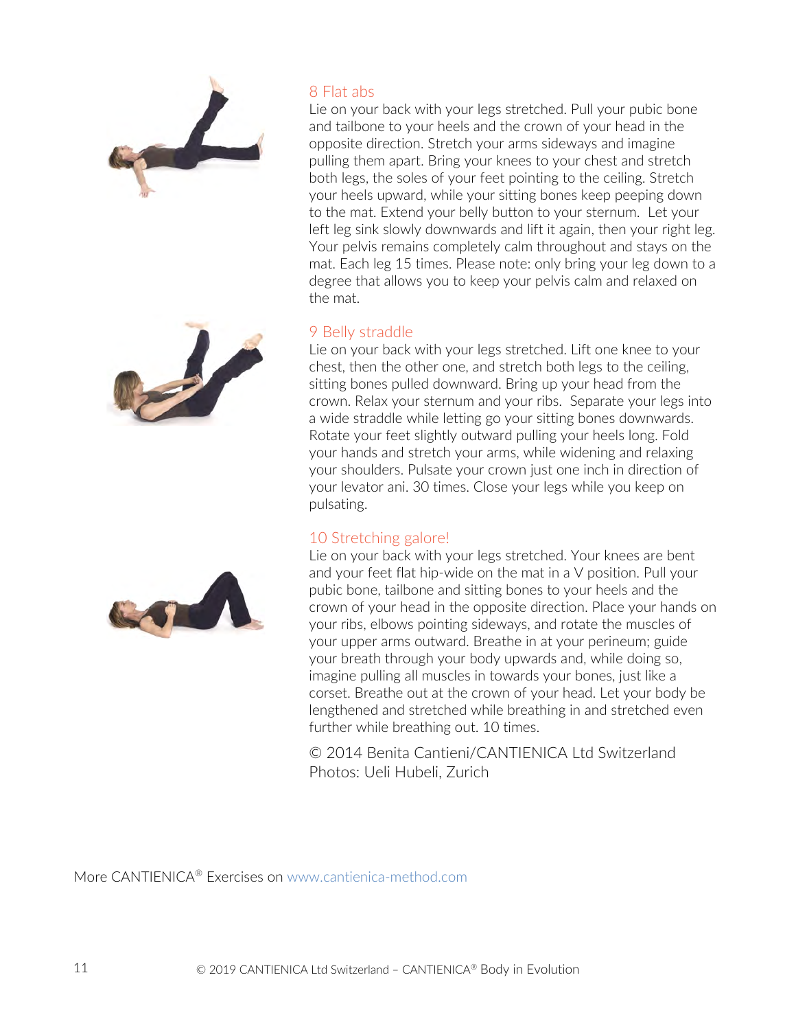## 8 Flat abs

Lie on your back with your legs stretched. Pull your pubic bone and tailbone to your heels and the crown of your head in the opposite direction. Stretch your arms sideways and imagine pulling them apart. Bring your knees to your chest and stretch both legs, the soles of your feet pointing to the ceiling. Stretch your heels upward, while your sitting bones keep peeping down to the mat. Extend your belly button to your sternum. Let your left leg sink slowly downwards and lift it again, then your right leg. Your pelvis remains completely calm throughout and stays on the mat. Each leg 15 times. Please note: only bring your leg down to a degree that allows you to keep your pelvis calm and relaxed on the mat.

## 9 Belly straddle

Lie on your back with your legs stretched. Lift one knee to your chest, then the other one, and stretch both legs to the ceiling, sitting bones pulled downward. Bring up your head from the crown. Relax your sternum and your ribs. Separate your legs into a wide straddle while letting go your sitting bones downwards. Rotate your feet slightly outward pulling your heels long. Fold your hands and stretch your arms, while widening and relaxing your shoulders. Pulsate your crown just one inch in direction of your levator ani. 30 times. Close your legs while you keep on pulsating.

## 10 Stretching galore!

Lie on your back with your legs stretched. Your knees are bent and your feet flat hip-wide on the mat in a V position. Pull your pubic bone, tailbone and sitting bones to your heels and the crown of your head in the opposite direction. Place your hands on your ribs, elbows pointing sideways, and rotate the muscles of your upper arms outward. Breathe in at your perineum; guide your breath through your body upwards and, while doing so, imagine pulling all muscles in towards your bones, just like a corset. Breathe out at the crown of your head. Let your body be lengthened and stretched while breathing in and stretched even further while breathing out. 10 times.

© 2014 Benita Cantieni/CANTIENICA Ltd Switzerland
Photos: Ueli Hubeli, Zurich

More CANTIENICA® Exercises on www.cantienica-method.com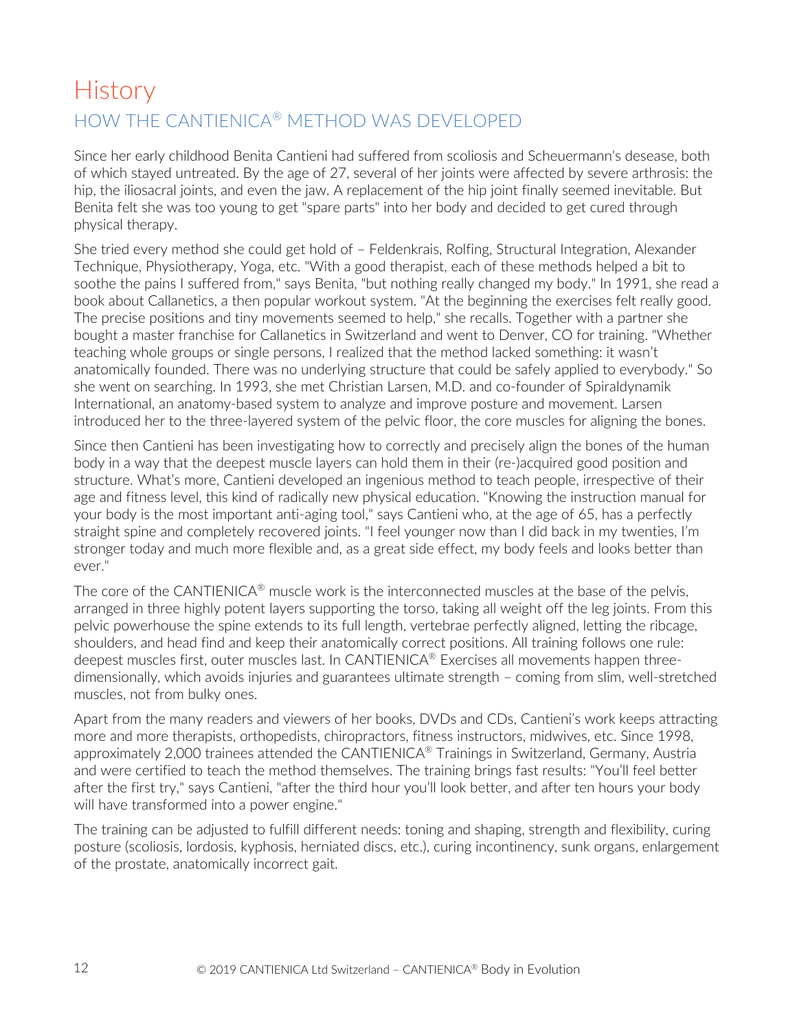# History

## HOW THE CANTIENICA® METHOD WAS DEVELOPED

Since her early childhood Benita Cantieni had suffered from scoliosis and Scheuermann's desease, both of which stayed untreated. By the age of 27, several of her joints were affected by severe arthrosis: the hip, the iliosacral joints, and even the jaw. A replacement of the hip joint finally seemed inevitable. But Benita felt she was too young to get "spare parts" into her body and decided to get cured through physical therapy.

She tried every method she could get hold of – Feldenkrais, Rolfing, Structural Integration, Alexander Technique, Physiotherapy, Yoga, etc. "With a good therapist, each of these methods helped a bit to soothe the pains I suffered from," says Benita, "but nothing really changed my body." In 1991, she read a book about Callanetics, a then popular workout system. "At the beginning the exercises felt really good. The precise positions and tiny movements seemed to help," she recalls. Together with a partner she bought a master franchise for Callanetics in Switzerland and went to Denver, CO for training. "Whether teaching whole groups or single persons, I realized that the method lacked something: it wasn't anatomically founded. There was no underlying structure that could be safely applied to everybody." So she went on searching. In 1993, she met Christian Larsen, M.D. and co-founder of Spiraldynamik International, an anatomy-based system to analyze and improve posture and movement. Larsen introduced her to the three-layered system of the pelvic floor, the core muscles for aligning the bones.

Since then Cantieni has been investigating how to correctly and precisely align the bones of the human body in a way that the deepest muscle layers can hold them in their (re-)acquired good position and structure. What's more, Cantieni developed an ingenious method to teach people, irrespective of their age and fitness level, this kind of radically new physical education. "Knowing the instruction manual for your body is the most important anti-aging tool," says Cantieni who, at the age of 65, has a perfectly straight spine and completely recovered joints. "I feel younger now than I did back in my twenties, I'm stronger today and much more flexible and, as a great side effect, my body feels and looks better than ever."

The core of the CANTIENICA® muscle work is the interconnected muscles at the base of the pelvis, arranged in three highly potent layers supporting the torso, taking all weight off the leg joints. From this pelvic powerhouse the spine extends to its full length, vertebrae perfectly aligned, letting the ribcage, shoulders, and head find and keep their anatomically correct positions. All training follows one rule: deepest muscles first, outer muscles last. In CANTIENICA® Exercises all movements happen three-dimensionally, which avoids injuries and guarantees ultimate strength – coming from slim, well-stretched muscles, not from bulky ones.

Apart from the many readers and viewers of her books, DVDs and CDs, Cantieni's work keeps attracting more and more therapists, orthopedists, chiropractors, fitness instructors, midwives, etc. Since 1998, approximately 2,000 trainees attended the CANTIENICA® Trainings in Switzerland, Germany, Austria and were certified to teach the method themselves. The training brings fast results: "You'll feel better after the first try," says Cantieni, "after the third hour you'll look better, and after ten hours your body will have transformed into a power engine."

The training can be adjusted to fulfill different needs: toning and shaping, strength and flexibility, curing posture (scoliosis, lordosis, kyphosis, herniated discs, etc.), curing incontinency, sunk organs, enlargement of the prostate, anatomically incorrect gait.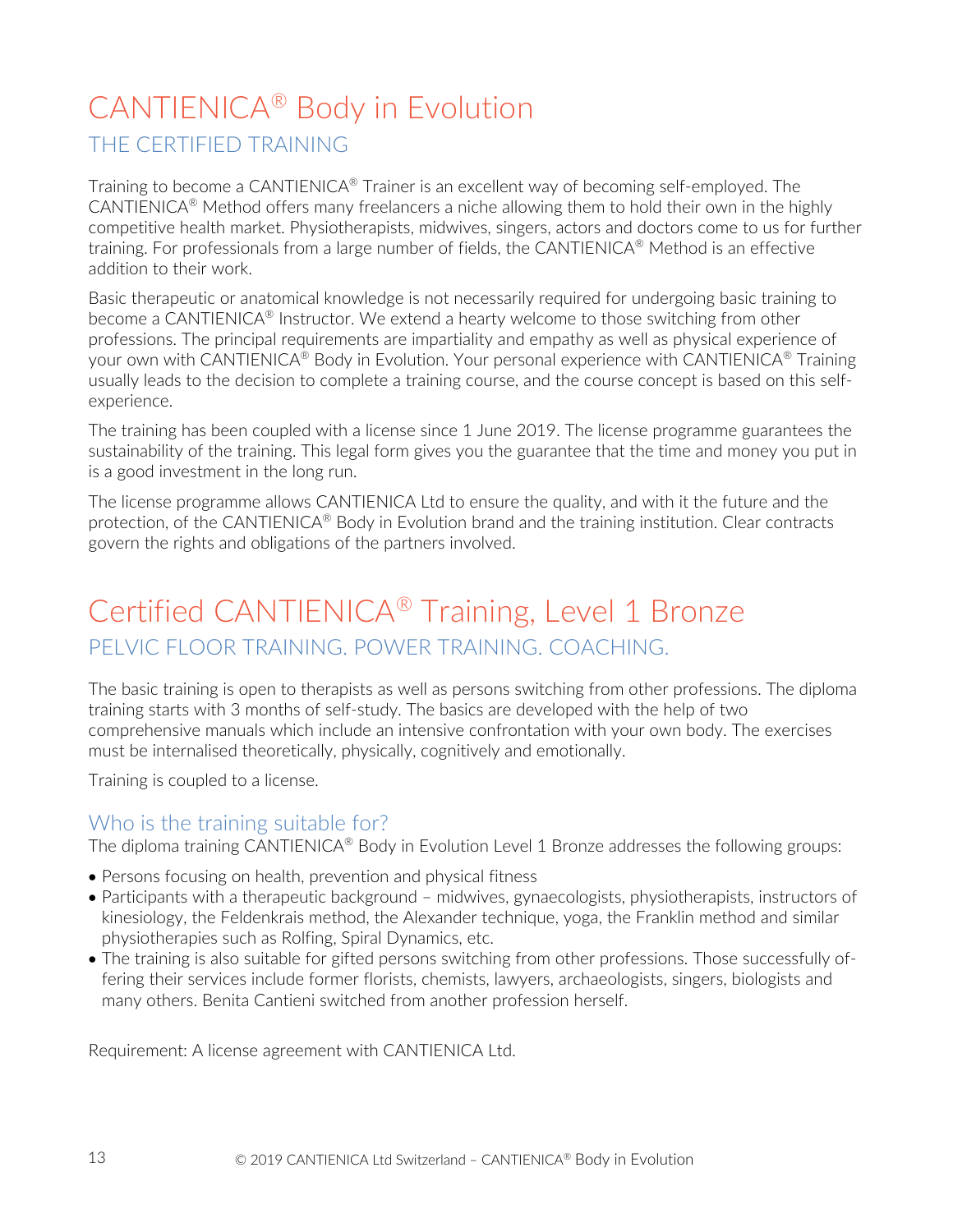# CANTIENICA® Body in Evolution

## THE CERTIFIED TRAINING

Training to become a CANTIENICA® Trainer is an excellent way of becoming self-employed. The CANTIENICA® Method offers many freelancers a niche allowing them to hold their own in the highly competitive health market. Physiotherapists, midwives, singers, actors and doctors come to us for further training. For professionals from a large number of fields, the CANTIENICA® Method is an effective addition to their work.

Basic therapeutic or anatomical knowledge is not necessarily required for undergoing basic training to become a CANTIENICA® Instructor. We extend a hearty welcome to those switching from other professions. The principal requirements are impartiality and empathy as well as physical experience of your own with CANTIENICA® Body in Evolution. Your personal experience with CANTIENICA® Training usually leads to the decision to complete a training course, and the course concept is based on this self-experience.

The training has been coupled with a license since 1 June 2019. The license programme guarantees the sustainability of the training. This legal form gives you the guarantee that the time and money you put in is a good investment in the long run.

The license programme allows CANTIENICA Ltd to ensure the quality, and with it the future and the protection, of the CANTIENICA® Body in Evolution brand and the training institution. Clear contracts govern the rights and obligations of the partners involved.

# Certified CANTIENICA® Training, Level 1 Bronze

## PELVIC FLOOR TRAINING. POWER TRAINING. COACHING.

The basic training is open to therapists as well as persons switching from other professions. The diploma training starts with 3 months of self-study. The basics are developed with the help of two comprehensive manuals which include an intensive confrontation with your own body. The exercises must be internalised theoretically, physically, cognitively and emotionally.

Training is coupled to a license.

### Who is the training suitable for?

The diploma training CANTIENICA® Body in Evolution Level 1 Bronze addresses the following groups:

- Persons focusing on health, prevention and physical fitness
- Participants with a therapeutic background – midwives, gynaecologists, physiotherapists, instructors of kinesiology, the Feldenkrais method, the Alexander technique, yoga, the Franklin method and similar physiotherapies such as Rolfing, Spiral Dynamics, etc.
- The training is also suitable for gifted persons switching from other professions. Those successfully offering their services include former florists, chemists, lawyers, archaeologists, singers, biologists and many others. Benita Cantieni switched from another profession herself.

Requirement: A license agreement with CANTIENICA Ltd.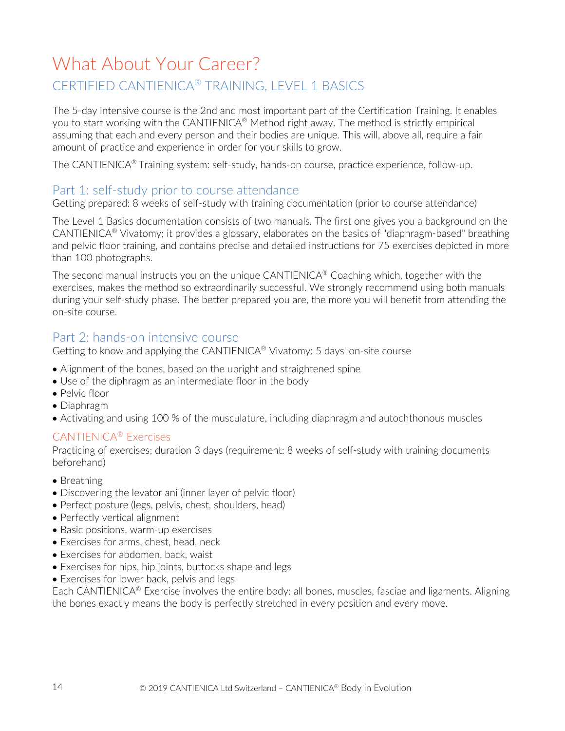# What About Your Career?

## CERTIFIED CANTIENICA® TRAINING, LEVEL 1 BASICS

The 5-day intensive course is the 2nd and most important part of the Certification Training. It enables you to start working with the CANTIENICA® Method right away. The method is strictly empirical assuming that each and every person and their bodies are unique. This will, above all, require a fair amount of practice and experience in order for your skills to grow.

The CANTIENICA® Training system: self-study, hands-on course, practice experience, follow-up.

### Part 1: self-study prior to course attendance

Getting prepared: 8 weeks of self-study with training documentation (prior to course attendance)

The Level 1 Basics documentation consists of two manuals. The first one gives you a background on the CANTIENICA® Vivatomy; it provides a glossary, elaborates on the basics of "diaphragm-based" breathing and pelvic floor training, and contains precise and detailed instructions for 75 exercises depicted in more than 100 photographs.

The second manual instructs you on the unique CANTIENICA® Coaching which, together with the exercises, makes the method so extraordinarily successful. We strongly recommend using both manuals during your self-study phase. The better prepared you are, the more you will benefit from attending the on-site course.

### Part 2: hands-on intensive course

Getting to know and applying the CANTIENICA® Vivatomy: 5 days' on-site course

- Alignment of the bones, based on the upright and straightened spine
- Use of the diphragm as an intermediate floor in the body
- Pelvic floor
- Diaphragm
- Activating and using 100 % of the musculature, including diaphragm and autochthonous muscles

#### CANTIENICA® Exercises

Practicing of exercises; duration 3 days (requirement: 8 weeks of self-study with training documents beforehand)

- Breathing
- Discovering the levator ani (inner layer of pelvic floor)
- Perfect posture (legs, pelvis, chest, shoulders, head)
- Perfectly vertical alignment
- Basic positions, warm-up exercises
- Exercises for arms, chest, head, neck
- Exercises for abdomen, back, waist
- Exercises for hips, hip joints, buttocks shape and legs
- Exercises for lower back, pelvis and legs

Each CANTIENICA® Exercise involves the entire body: all bones, muscles, fasciae and ligaments. Aligning the bones exactly means the body is perfectly stretched in every position and every move.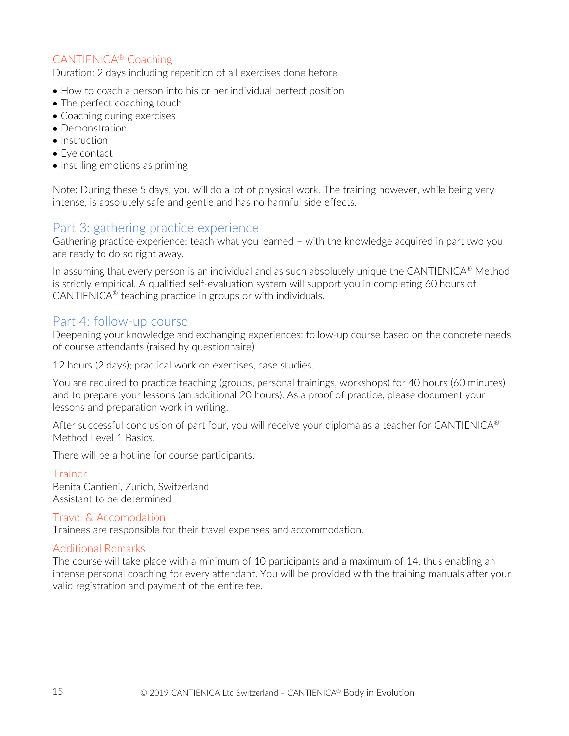### CANTIENICA® Coaching

Duration: 2 days including repetition of all exercises done before

- How to coach a person into his or her individual perfect position
- The perfect coaching touch
- Coaching during exercises
- Demonstration
- Instruction
- Eye contact
- Instilling emotions as priming

Note: During these 5 days, you will do a lot of physical work. The training however, while being very intense, is absolutely safe and gentle and has no harmful side effects.

## Part 3: gathering practice experience

Gathering practice experience: teach what you learned – with the knowledge acquired in part two you are ready to do so right away.

In assuming that every person is an individual and as such absolutely unique the CANTIENICA® Method is strictly empirical. A qualified self-evaluation system will support you in completing 60 hours of CANTIENICA® teaching practice in groups or with individuals.

## Part 4: follow-up course

Deepening your knowledge and exchanging experiences: follow-up course based on the concrete needs of course attendants (raised by questionnaire)

12 hours (2 days); practical work on exercises, case studies.

You are required to practice teaching (groups, personal trainings, workshops) for 40 hours (60 minutes) and to prepare your lessons (an additional 20 hours). As a proof of practice, please document your lessons and preparation work in writing.

After successful conclusion of part four, you will receive your diploma as a teacher for CANTIENICA® Method Level 1 Basics.

There will be a hotline for course participants.

### Trainer

Benita Cantieni, Zurich, Switzerland
Assistant to be determined

### Travel & Accomodation

Trainees are responsible for their travel expenses and accommodation.

### Additional Remarks

The course will take place with a minimum of 10 participants and a maximum of 14, thus enabling an intense personal coaching for every attendant. You will be provided with the training manuals after your valid registration and payment of the entire fee.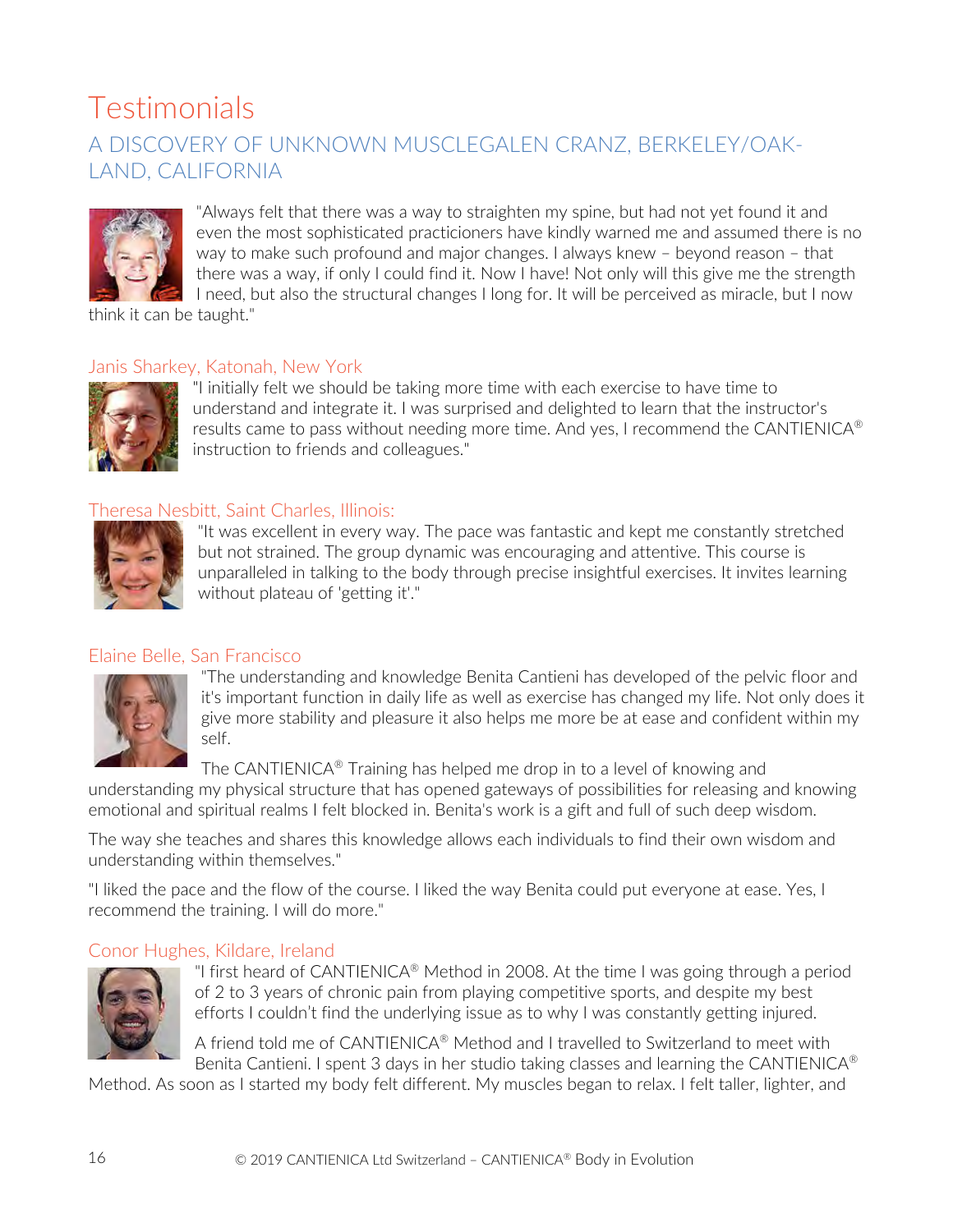# Testimonials

## A DISCOVERY OF UNKNOWN MUSCLEGALEN CRANZ, BERKELEY/OAKLAND, CALIFORNIA

"Always felt that there was a way to straighten my spine, but had not yet found it and even the most sophisticated practicioners have kindly warned me and assumed there is no way to make such profound and major changes. I always knew – beyond reason – that there was a way, if only I could find it. Now I have! Not only will this give me the strength I need, but also the structural changes I long for. It will be perceived as miracle, but I now think it can be taught."

### Janis Sharkey, Katonah, New York

"I initially felt we should be taking more time with each exercise to have time to understand and integrate it. I was surprised and delighted to learn that the instructor's results came to pass without needing more time. And yes, I recommend the CANTIENICA® instruction to friends and colleagues."

### Theresa Nesbitt, Saint Charles, Illinois:

"It was excellent in every way. The pace was fantastic and kept me constantly stretched but not strained. The group dynamic was encouraging and attentive. This course is unparalleled in talking to the body through precise insightful exercises. It invites learning without plateau of 'getting it'."

### Elaine Belle, San Francisco

"The understanding and knowledge Benita Cantieni has developed of the pelvic floor and it's important function in daily life as well as exercise has changed my life. Not only does it give more stability and pleasure it also helps me more be at ease and confident within my self.

The CANTIENICA® Training has helped me drop in to a level of knowing and understanding my physical structure that has opened gateways of possibilities for releasing and knowing emotional and spiritual realms I felt blocked in. Benita's work is a gift and full of such deep wisdom.

The way she teaches and shares this knowledge allows each individuals to find their own wisdom and understanding within themselves."

"I liked the pace and the flow of the course. I liked the way Benita could put everyone at ease. Yes, I recommend the training. I will do more."

### Conor Hughes, Kildare, Ireland

"I first heard of CANTIENICA® Method in 2008. At the time I was going through a period of 2 to 3 years of chronic pain from playing competitive sports, and despite my best efforts I couldn't find the underlying issue as to why I was constantly getting injured.

A friend told me of CANTIENICA® Method and I travelled to Switzerland to meet with Benita Cantieni. I spent 3 days in her studio taking classes and learning the CANTIENICA® Method. As soon as I started my body felt different. My muscles began to relax. I felt taller, lighter, and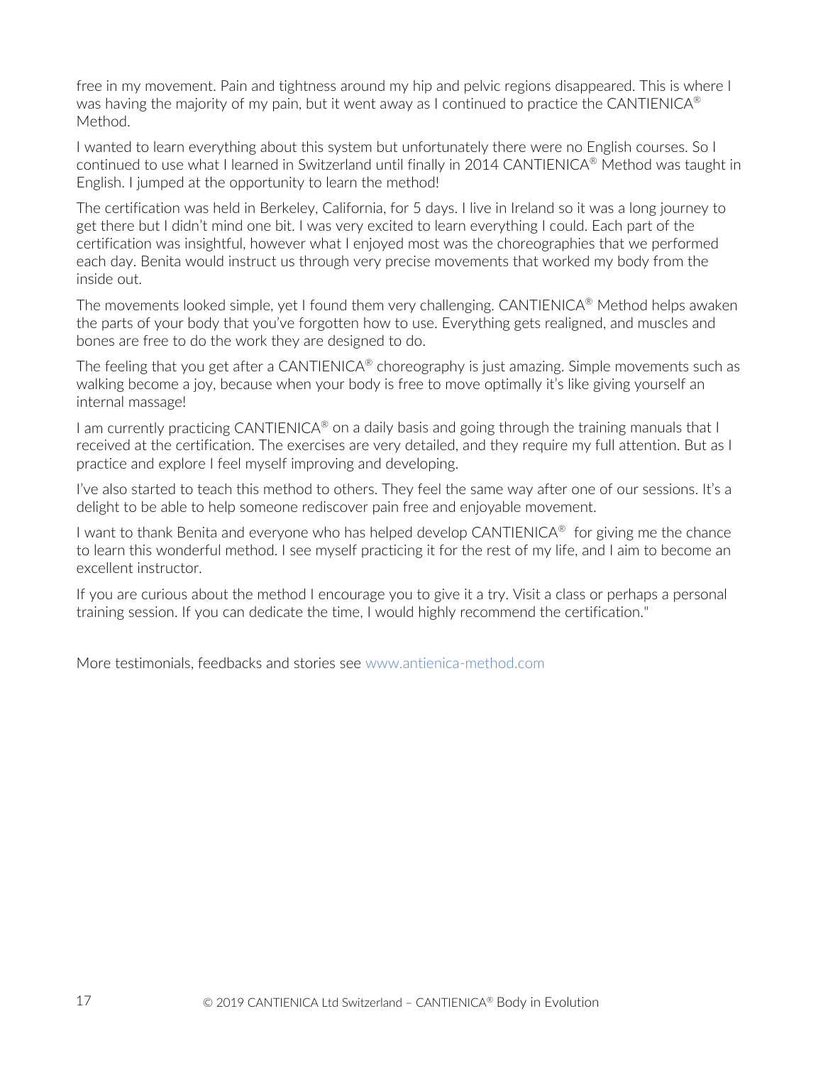free in my movement. Pain and tightness around my hip and pelvic regions disappeared. This is where I was having the majority of my pain, but it went away as I continued to practice the CANTIENICA® Method.

I wanted to learn everything about this system but unfortunately there were no English courses. So I continued to use what I learned in Switzerland until finally in 2014 CANTIENICA® Method was taught in English. I jumped at the opportunity to learn the method!

The certification was held in Berkeley, California, for 5 days. I live in Ireland so it was a long journey to get there but I didn't mind one bit. I was very excited to learn everything I could. Each part of the certification was insightful, however what I enjoyed most was the choreographies that we performed each day. Benita would instruct us through very precise movements that worked my body from the inside out.

The movements looked simple, yet I found them very challenging. CANTIENICA® Method helps awaken the parts of your body that you've forgotten how to use. Everything gets realigned, and muscles and bones are free to do the work they are designed to do.

The feeling that you get after a CANTIENICA® choreography is just amazing. Simple movements such as walking become a joy, because when your body is free to move optimally it's like giving yourself an internal massage!

I am currently practicing CANTIENICA® on a daily basis and going through the training manuals that I received at the certification. The exercises are very detailed, and they require my full attention. But as I practice and explore I feel myself improving and developing.

I've also started to teach this method to others. They feel the same way after one of our sessions. It's a delight to be able to help someone rediscover pain free and enjoyable movement.

I want to thank Benita and everyone who has helped develop CANTIENICA® for giving me the chance to learn this wonderful method. I see myself practicing it for the rest of my life, and I aim to become an excellent instructor.

If you are curious about the method I encourage you to give it a try. Visit a class or perhaps a personal training session. If you can dedicate the time, I would highly recommend the certification."

More testimonials, feedbacks and stories see www.antienica-method.com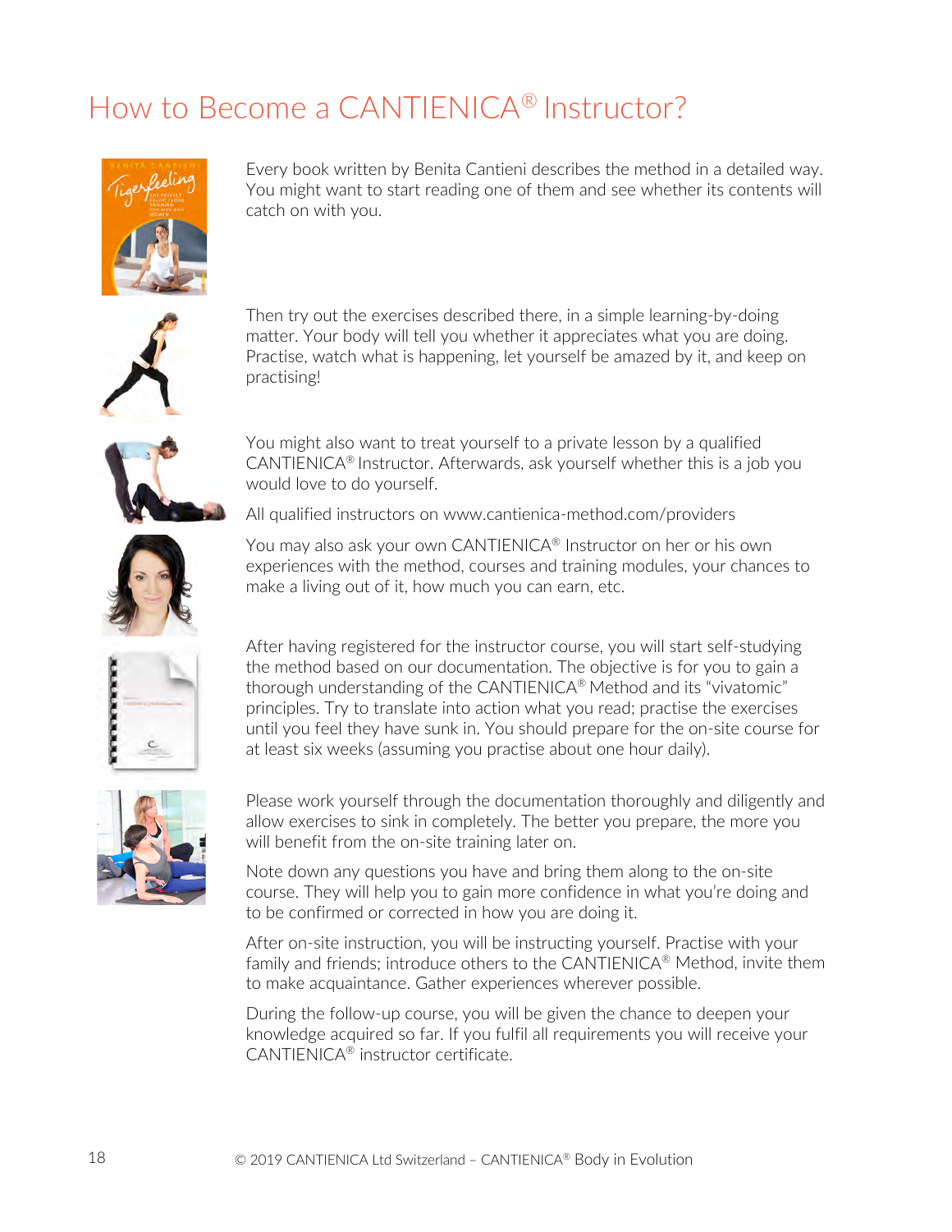# How to Become a CANTIENICA® Instructor?

Every book written by Benita Cantieni describes the method in a detailed way. You might want to start reading one of them and see whether its contents will catch on with you.

Then try out the exercises described there, in a simple learning-by-doing matter. Your body will tell you whether it appreciates what you are doing. Practise, watch what is happening, let yourself be amazed by it, and keep on practising!

You might also want to treat yourself to a private lesson by a qualified CANTIENICA® Instructor. Afterwards, ask yourself whether this is a job you would love to do yourself.

All qualified instructors on www.cantienica-method.com/providers

You may also ask your own CANTIENICA® Instructor on her or his own experiences with the method, courses and training modules, your chances to make a living out of it, how much you can earn, etc.

After having registered for the instructor course, you will start self-studying the method based on our documentation. The objective is for you to gain a thorough understanding of the CANTIENICA® Method and its "vivatomic" principles. Try to translate into action what you read; practise the exercises until you feel they have sunk in. You should prepare for the on-site course for at least six weeks (assuming you practise about one hour daily).

Please work yourself through the documentation thoroughly and diligently and allow exercises to sink in completely. The better you prepare, the more you will benefit from the on-site training later on.

Note down any questions you have and bring them along to the on-site course. They will help you to gain more confidence in what you're doing and to be confirmed or corrected in how you are doing it.

After on-site instruction, you will be instructing yourself. Practise with your family and friends; introduce others to the CANTIENICA® Method, invite them to make acquaintance. Gather experiences wherever possible.

During the follow-up course, you will be given the chance to deepen your knowledge acquired so far. If you fulfil all requirements you will receive your CANTIENICA® instructor certificate.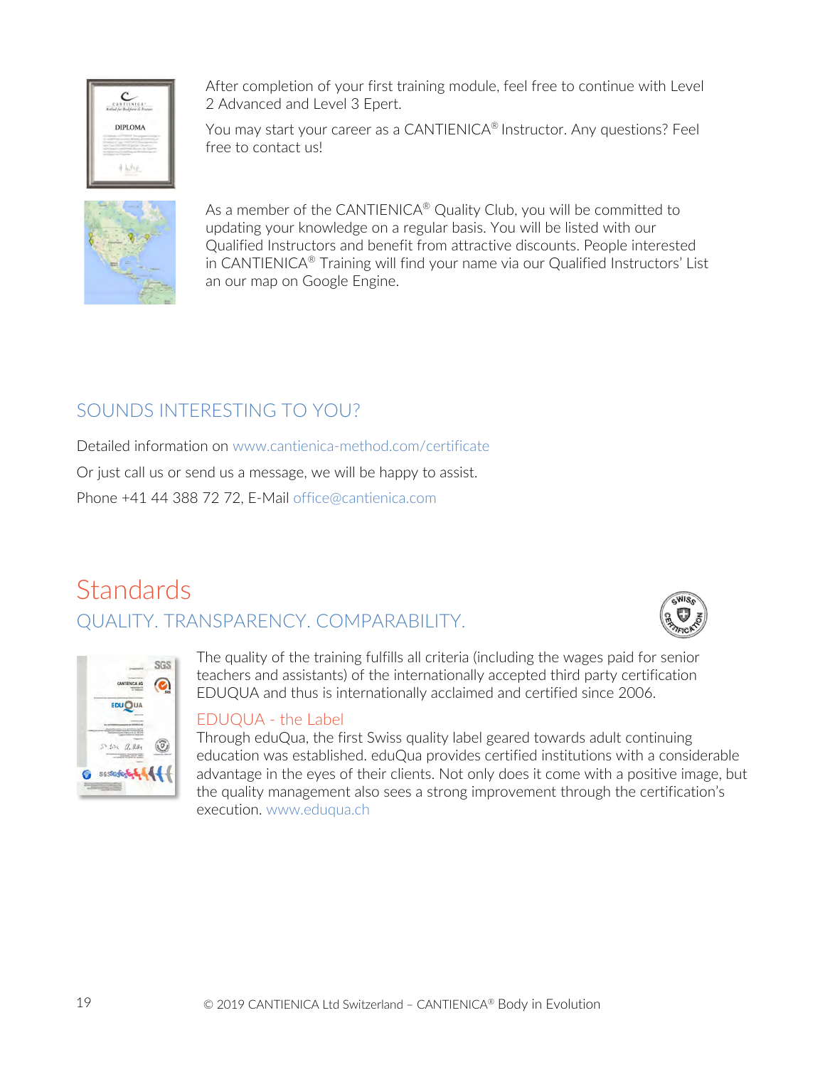After completion of your first training module, feel free to continue with Level 2 Advanced and Level 3 Epert.

You may start your career as a CANTIENICA® Instructor. Any questions? Feel free to contact us!

As a member of the CANTIENICA® Quality Club, you will be committed to updating your knowledge on a regular basis. You will be listed with our Qualified Instructors and benefit from attractive discounts. People interested in CANTIENICA® Training will find your name via our Qualified Instructors' List an our map on Google Engine.

## SOUNDS INTERESTING TO YOU?

Detailed information on www.cantienica-method.com/certificate

Or just call us or send us a message, we will be happy to assist.

Phone +41 44 388 72 72, E-Mail office@cantienica.com

# Standards

## QUALITY. TRANSPARENCY. COMPARABILITY.

The quality of the training fulfills all criteria (including the wages paid for senior teachers and assistants) of the internationally accepted third party certification EDUQUA and thus is internationally acclaimed and certified since 2006.

### EDUQUA - the Label

Through eduQua, the first Swiss quality label geared towards adult continuing education was established. eduQua provides certified institutions with a considerable advantage in the eyes of their clients. Not only does it come with a positive image, but the quality management also sees a strong improvement through the certification's execution. www.eduqua.ch

© 2019 CANTIENICA Ltd Switzerland – CANTIENICA® Body in Evolution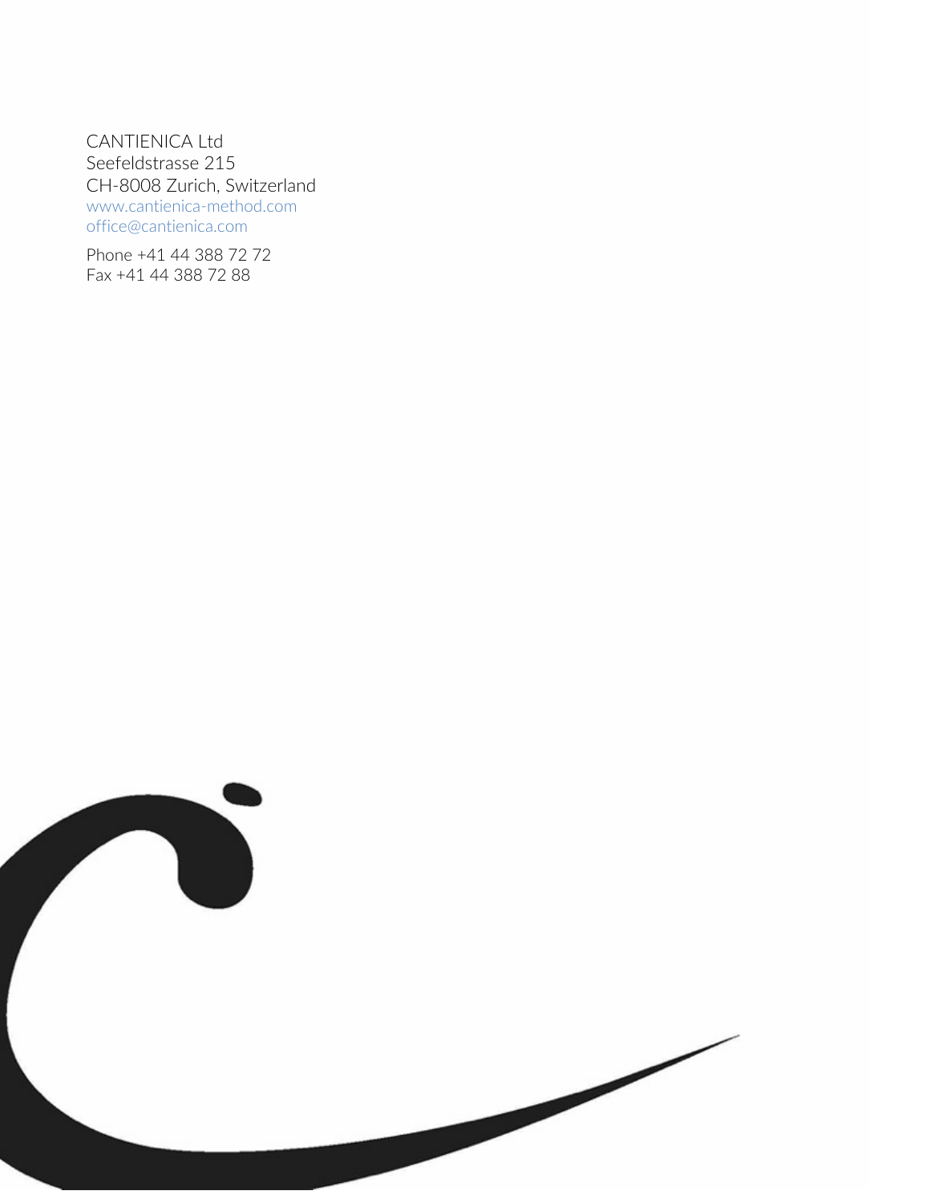CANTIENICA Ltd
Seefeldstrasse 215
CH-8008 Zurich, Switzerland
www.cantienica-method.com
office@cantienica.com

Phone +41 44 388 72 72
Fax +41 44 388 72 88